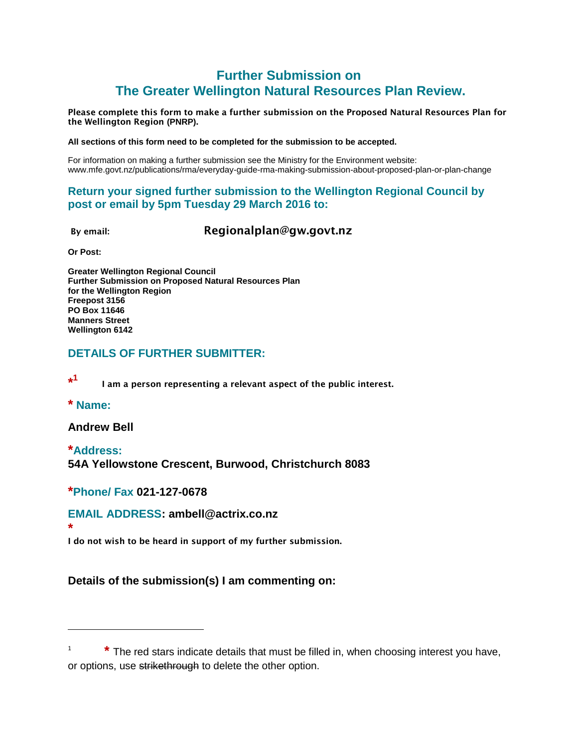# Further Submission on
# The Greater Wellington Natural Resources Plan Review.

**Please complete this form to make a further submission on the Proposed Natural Resources Plan for the Wellington Region (PNRP).**

**All sections of this form need to be completed for the submission to be accepted.**

For information on making a further submission see the Ministry for the Environment website: www.mfe.govt.nz/publications/rma/everyday-guide-rma-making-submission-about-proposed-plan-or-plan-change

## Return your signed further submission to the Wellington Regional Council by post or email by 5pm Tuesday 29 March 2016 to:

**By email:** **Regionalplan@gw.govt.nz**

**Or Post:**

**Greater Wellington Regional Council**
**Further Submission on Proposed Natural Resources Plan**
**for the Wellington Region**
**Freepost 3156**
**PO Box 11646**
**Manners Street**
**Wellington 6142**

## DETAILS OF FURTHER SUBMITTER:

*[1] **I am a person representing a relevant aspect of the public interest.**

**\* Name:**

**Andrew Bell**

**\*Address:**
**54A Yellowstone Crescent, Burwood, Christchurch 8083**

**\*Phone/ Fax 021-127-0678**

**EMAIL ADDRESS: ambell@actrix.co.nz**

\*
**I do not wish to be heard in support of my further submission.**

### Details of the submission(s) I am commenting on:

---

[1] * The red stars indicate details that must be filled in, when choosing interest you have, or options, use ~~strikethrough~~ to delete the other option.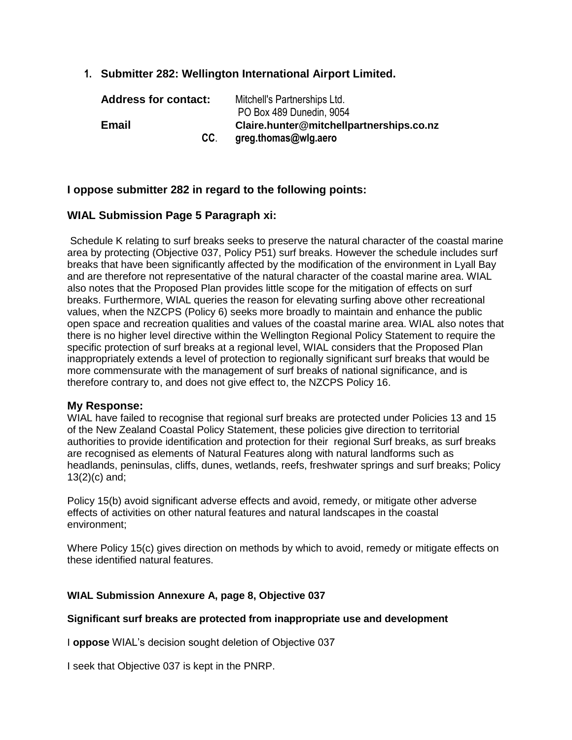1. **Submitter 282: Wellington International Airport Limited.**

**Address for contact:** Mitchell's Partnerships Ltd.
PO Box 489 Dunedin, 9054

**Email** **Claire.hunter@mitchellpartnerships.co.nz**

**CC**. **greg.thomas@wlg.aero**

## I oppose submitter 282 in regard to the following points:

## WIAL Submission Page 5 Paragraph xi:

Schedule K relating to surf breaks seeks to preserve the natural character of the coastal marine area by protecting (Objective 037, Policy P51) surf breaks. However the schedule includes surf breaks that have been significantly affected by the modification of the environment in Lyall Bay and are therefore not representative of the natural character of the coastal marine area. WIAL also notes that the Proposed Plan provides little scope for the mitigation of effects on surf breaks. Furthermore, WIAL queries the reason for elevating surfing above other recreational values, when the NZCPS (Policy 6) seeks more broadly to maintain and enhance the public open space and recreation qualities and values of the coastal marine area. WIAL also notes that there is no higher level directive within the Wellington Regional Policy Statement to require the specific protection of surf breaks at a regional level, WIAL considers that the Proposed Plan inappropriately extends a level of protection to regionally significant surf breaks that would be more commensurate with the management of surf breaks of national significance, and is therefore contrary to, and does not give effect to, the NZCPS Policy 16.

### My Response:

WIAL have failed to recognise that regional surf breaks are protected under Policies 13 and 15 of the New Zealand Coastal Policy Statement, these policies give direction to territorial authorities to provide identification and protection for their regional Surf breaks, as surf breaks are recognised as elements of Natural Features along with natural landforms such as headlands, peninsulas, cliffs, dunes, wetlands, reefs, freshwater springs and surf breaks; Policy 13(2)(c) and;

Policy 15(b) avoid significant adverse effects and avoid, remedy, or mitigate other adverse effects of activities on other natural features and natural landscapes in the coastal environment;

Where Policy 15(c) gives direction on methods by which to avoid, remedy or mitigate effects on these identified natural features.

**WIAL Submission Annexure A, page 8, Objective 037**

**Significant surf breaks are protected from inappropriate use and development**

I **oppose** WIAL's decision sought deletion of Objective 037

I seek that Objective 037 is kept in the PNRP.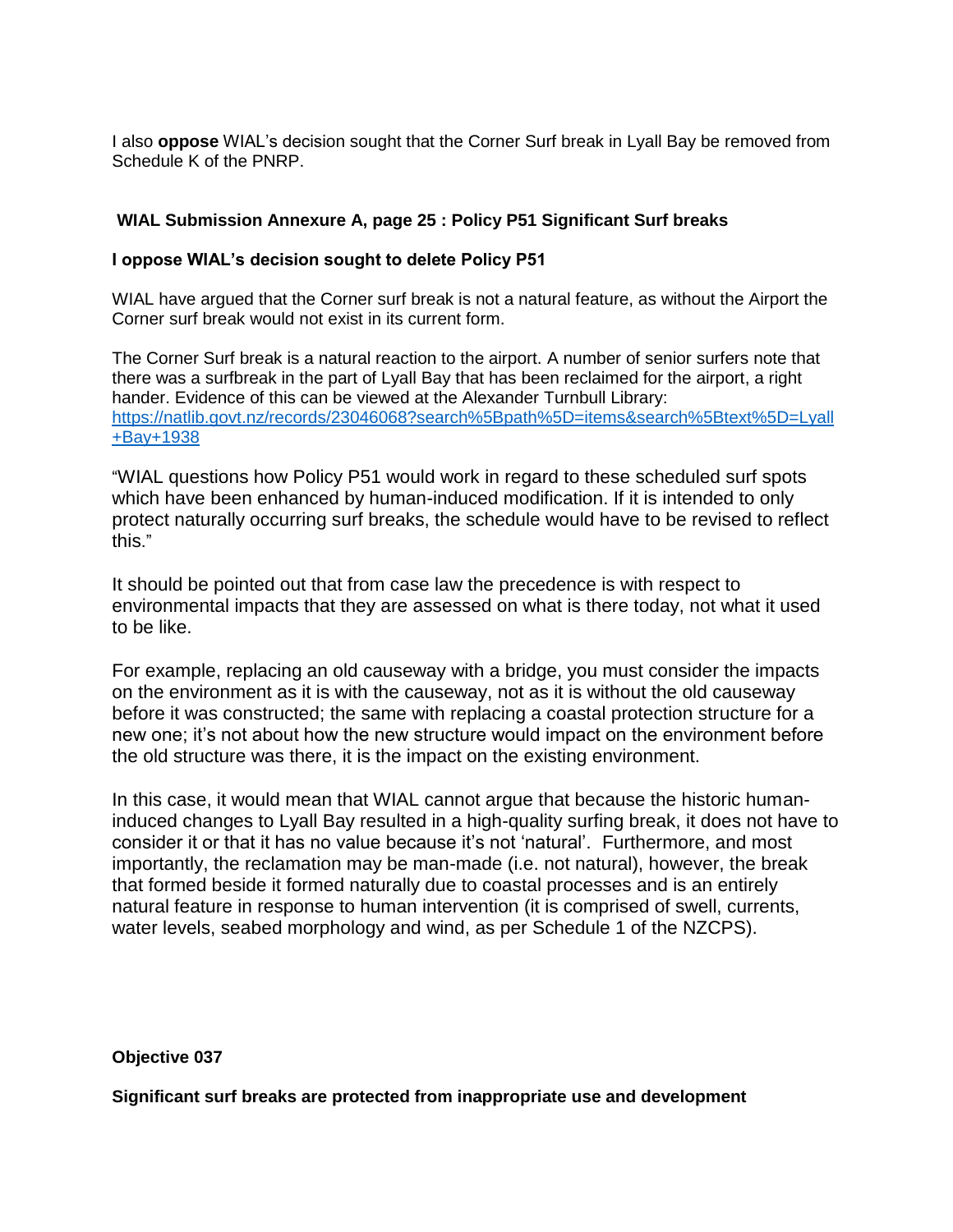I also **oppose** WIAL's decision sought that the Corner Surf break in Lyall Bay be removed from Schedule K of the PNRP.

**WIAL Submission Annexure A, page 25 : Policy P51 Significant Surf breaks**

**I oppose WIAL's decision sought to delete Policy P51**

WIAL have argued that the Corner surf break is not a natural feature, as without the Airport the Corner surf break would not exist in its current form.

The Corner Surf break is a natural reaction to the airport. A number of senior surfers note that there was a surfbreak in the part of Lyall Bay that has been reclaimed for the airport, a right hander. Evidence of this can be viewed at the Alexander Turnbull Library: https://natlib.govt.nz/records/23046068?search%5Bpath%5D=items&search%5Btext%5D=Lyall+Bay+1938

"WIAL questions how Policy P51 would work in regard to these scheduled surf spots which have been enhanced by human-induced modification. If it is intended to only protect naturally occurring surf breaks, the schedule would have to be revised to reflect this."

It should be pointed out that from case law the precedence is with respect to environmental impacts that they are assessed on what is there today, not what it used to be like.

For example, replacing an old causeway with a bridge, you must consider the impacts on the environment as it is with the causeway, not as it is without the old causeway before it was constructed; the same with replacing a coastal protection structure for a new one; it's not about how the new structure would impact on the environment before the old structure was there, it is the impact on the existing environment.

In this case, it would mean that WIAL cannot argue that because the historic human-induced changes to Lyall Bay resulted in a high-quality surfing break, it does not have to consider it or that it has no value because it's not 'natural'. Furthermore, and most importantly, the reclamation may be man-made (i.e. not natural), however, the break that formed beside it formed naturally due to coastal processes and is an entirely natural feature in response to human intervention (it is comprised of swell, currents, water levels, seabed morphology and wind, as per Schedule 1 of the NZCPS).

**Objective 037**

**Significant surf breaks are protected from inappropriate use and development**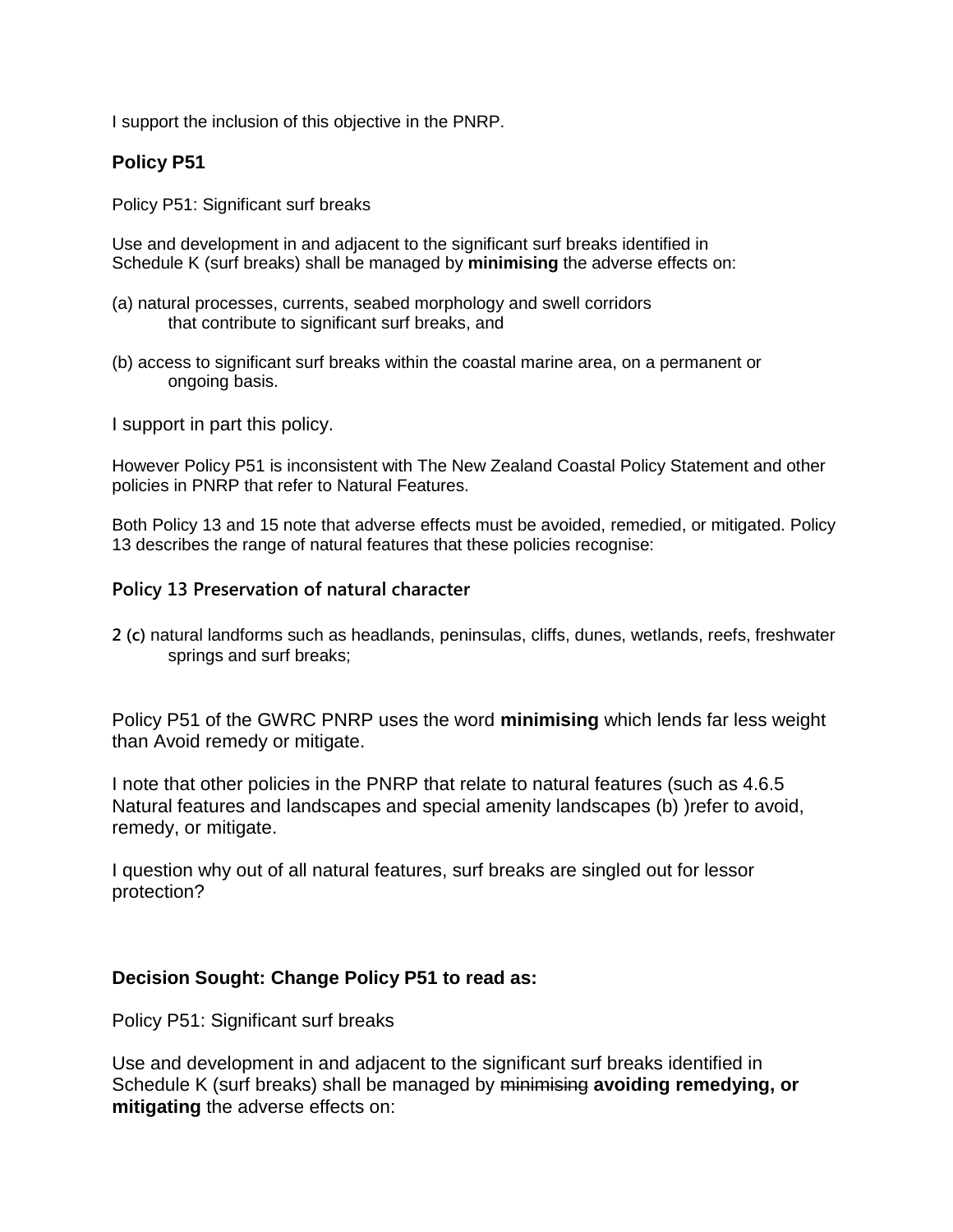I support the inclusion of this objective in the PNRP.

### Policy P51

Policy P51: Significant surf breaks

Use and development in and adjacent to the significant surf breaks identified in Schedule K (surf breaks) shall be managed by **minimising** the adverse effects on:

(a) natural processes, currents, seabed morphology and swell corridors that contribute to significant surf breaks, and

(b) access to significant surf breaks within the coastal marine area, on a permanent or ongoing basis.

I support in part this policy.

However Policy P51 is inconsistent with The New Zealand Coastal Policy Statement and other policies in PNRP that refer to Natural Features.

Both Policy 13 and 15 note that adverse effects must be avoided, remedied, or mitigated. Policy 13 describes the range of natural features that these policies recognise:

#### Policy 13 Preservation of natural character

2 (c) natural landforms such as headlands, peninsulas, cliffs, dunes, wetlands, reefs, freshwater springs and surf breaks;

Policy P51 of the GWRC PNRP uses the word **minimising** which lends far less weight than Avoid remedy or mitigate.

I note that other policies in the PNRP that relate to natural features (such as 4.6.5 Natural features and landscapes and special amenity landscapes (b) )refer to avoid, remedy, or mitigate.

I question why out of all natural features, surf breaks are singled out for lessor protection?

**Decision Sought: Change Policy P51 to read as:**

Policy P51: Significant surf breaks

Use and development in and adjacent to the significant surf breaks identified in Schedule K (surf breaks) shall be managed by ~~minimising~~ **avoiding remedying, or mitigating** the adverse effects on: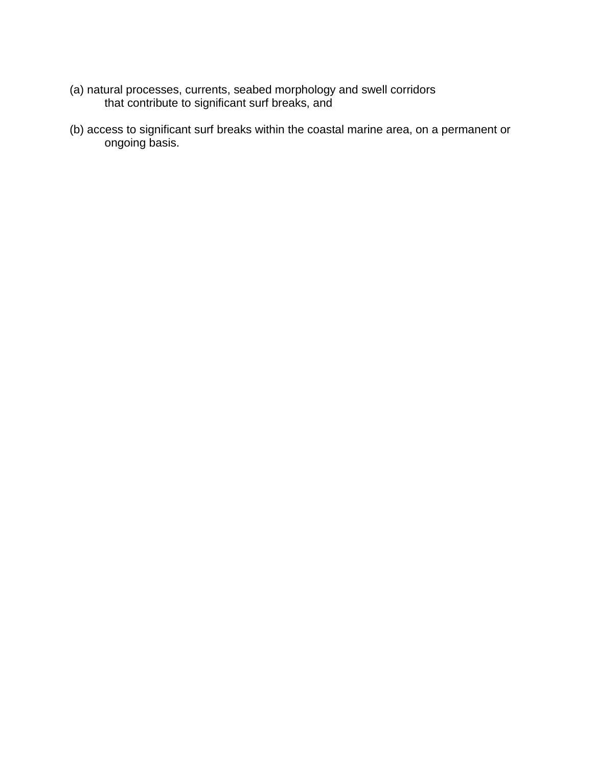(a) natural processes, currents, seabed morphology and swell corridors that contribute to significant surf breaks, and

(b) access to significant surf breaks within the coastal marine area, on a permanent or ongoing basis.